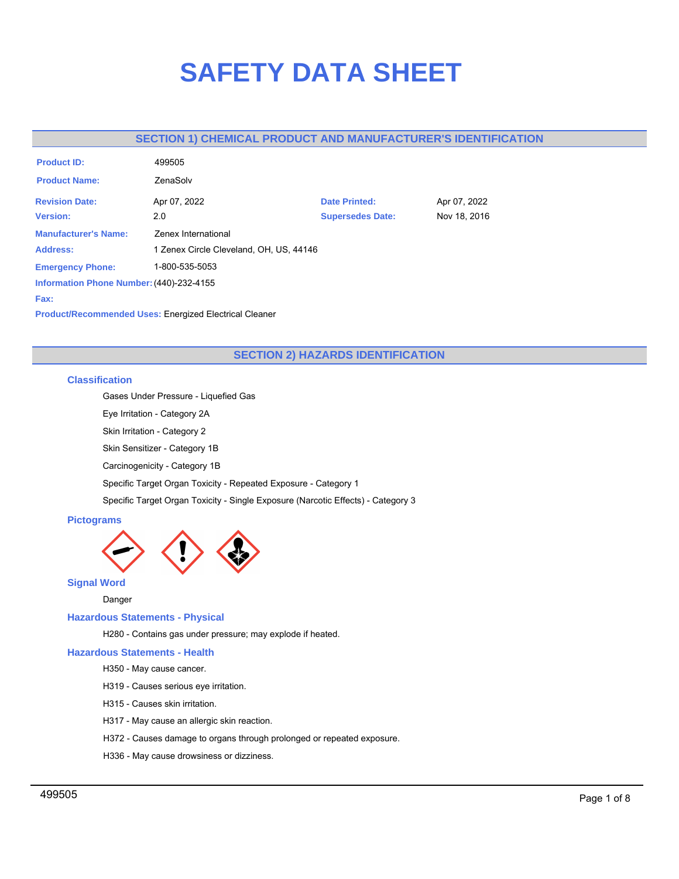# SAFETY DATA SHEET

## SECTION 1) CHEMICAL PRODUCT AND MANUFACTURER'S IDENTIFICATION

**Product ID:** 499505

**Product Name:** ZenaSolv

| | | | |
|---|---|---|---|
| **Revision Date:** | Apr 07, 2022 | **Date Printed:** | Apr 07, 2022 |
| **Version:** | 2.0 | **Supersedes Date:** | Nov 18, 2016 |

**Manufacturer's Name:** Zenex International

**Address:** 1 Zenex Circle Cleveland, OH, US, 44146

**Emergency Phone:** 1-800-535-5053

**Information Phone Number:** (440)-232-4155

**Fax:**

**Product/Recommended Uses:** Energized Electrical Cleaner

## SECTION 2) HAZARDS IDENTIFICATION

### Classification

Gases Under Pressure - Liquefied Gas

Eye Irritation - Category 2A

Skin Irritation - Category 2

Skin Sensitizer - Category 1B

Carcinogenicity - Category 1B

Specific Target Organ Toxicity - Repeated Exposure - Category 1

Specific Target Organ Toxicity - Single Exposure (Narcotic Effects) - Category 3

### Pictograms

### Signal Word

Danger

### Hazardous Statements - Physical

H280 - Contains gas under pressure; may explode if heated.

### Hazardous Statements - Health

H350 - May cause cancer.

H319 - Causes serious eye irritation.

H315 - Causes skin irritation.

H317 - May cause an allergic skin reaction.

H372 - Causes damage to organs through prolonged or repeated exposure.

H336 - May cause drowsiness or dizziness.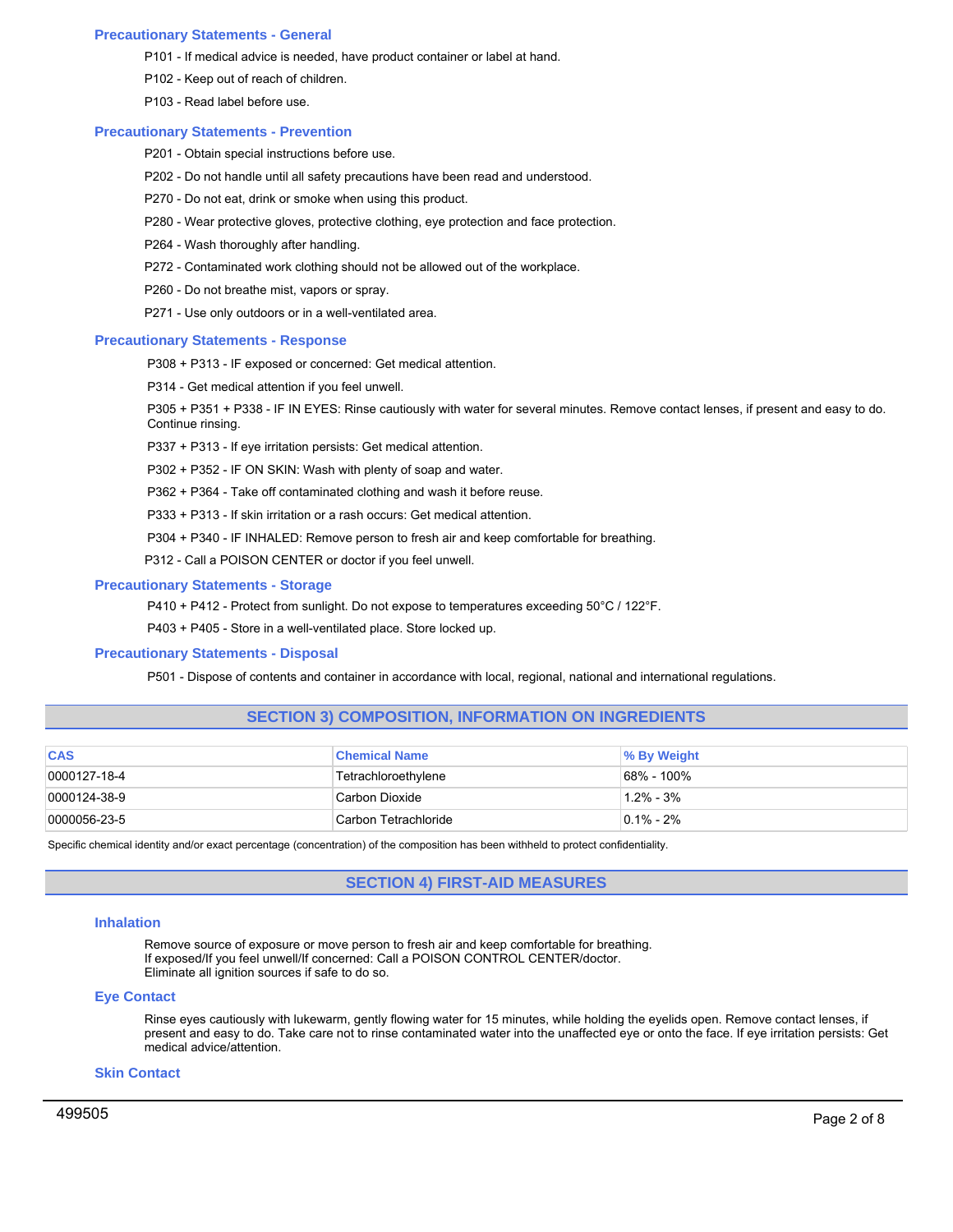### Precautionary Statements - General

P101 - If medical advice is needed, have product container or label at hand.

P102 - Keep out of reach of children.

P103 - Read label before use.

### Precautionary Statements - Prevention

P201 - Obtain special instructions before use.

P202 - Do not handle until all safety precautions have been read and understood.

P270 - Do not eat, drink or smoke when using this product.

P280 - Wear protective gloves, protective clothing, eye protection and face protection.

P264 - Wash thoroughly after handling.

P272 - Contaminated work clothing should not be allowed out of the workplace.

P260 - Do not breathe mist, vapors or spray.

P271 - Use only outdoors or in a well-ventilated area.

### Precautionary Statements - Response

P308 + P313 - IF exposed or concerned: Get medical attention.

P314 - Get medical attention if you feel unwell.

P305 + P351 + P338 - IF IN EYES: Rinse cautiously with water for several minutes. Remove contact lenses, if present and easy to do. Continue rinsing.

P337 + P313 - If eye irritation persists: Get medical attention.

P302 + P352 - IF ON SKIN: Wash with plenty of soap and water.

P362 + P364 - Take off contaminated clothing and wash it before reuse.

P333 + P313 - If skin irritation or a rash occurs: Get medical attention.

P304 + P340 - IF INHALED: Remove person to fresh air and keep comfortable for breathing.

P312 - Call a POISON CENTER or doctor if you feel unwell.

### Precautionary Statements - Storage

P410 + P412 - Protect from sunlight. Do not expose to temperatures exceeding 50°C / 122°F.

P403 + P405 - Store in a well-ventilated place. Store locked up.

### Precautionary Statements - Disposal

P501 - Dispose of contents and container in accordance with local, regional, national and international regulations.

## SECTION 3) COMPOSITION, INFORMATION ON INGREDIENTS

| CAS | Chemical Name | % By Weight |
| --- | --- | --- |
| 0000127-18-4 | Tetrachloroethylene | 68% - 100% |
| 0000124-38-9 | Carbon Dioxide | 1.2% - 3% |
| 0000056-23-5 | Carbon Tetrachloride | 0.1% - 2% |

Specific chemical identity and/or exact percentage (concentration) of the composition has been withheld to protect confidentiality.

## SECTION 4) FIRST-AID MEASURES

### Inhalation

Remove source of exposure or move person to fresh air and keep comfortable for breathing.
If exposed/If you feel unwell/If concerned: Call a POISON CONTROL CENTER/doctor.
Eliminate all ignition sources if safe to do so.

### Eye Contact

Rinse eyes cautiously with lukewarm, gently flowing water for 15 minutes, while holding the eyelids open. Remove contact lenses, if present and easy to do. Take care not to rinse contaminated water into the unaffected eye or onto the face. If eye irritation persists: Get medical advice/attention.

### Skin Contact

499505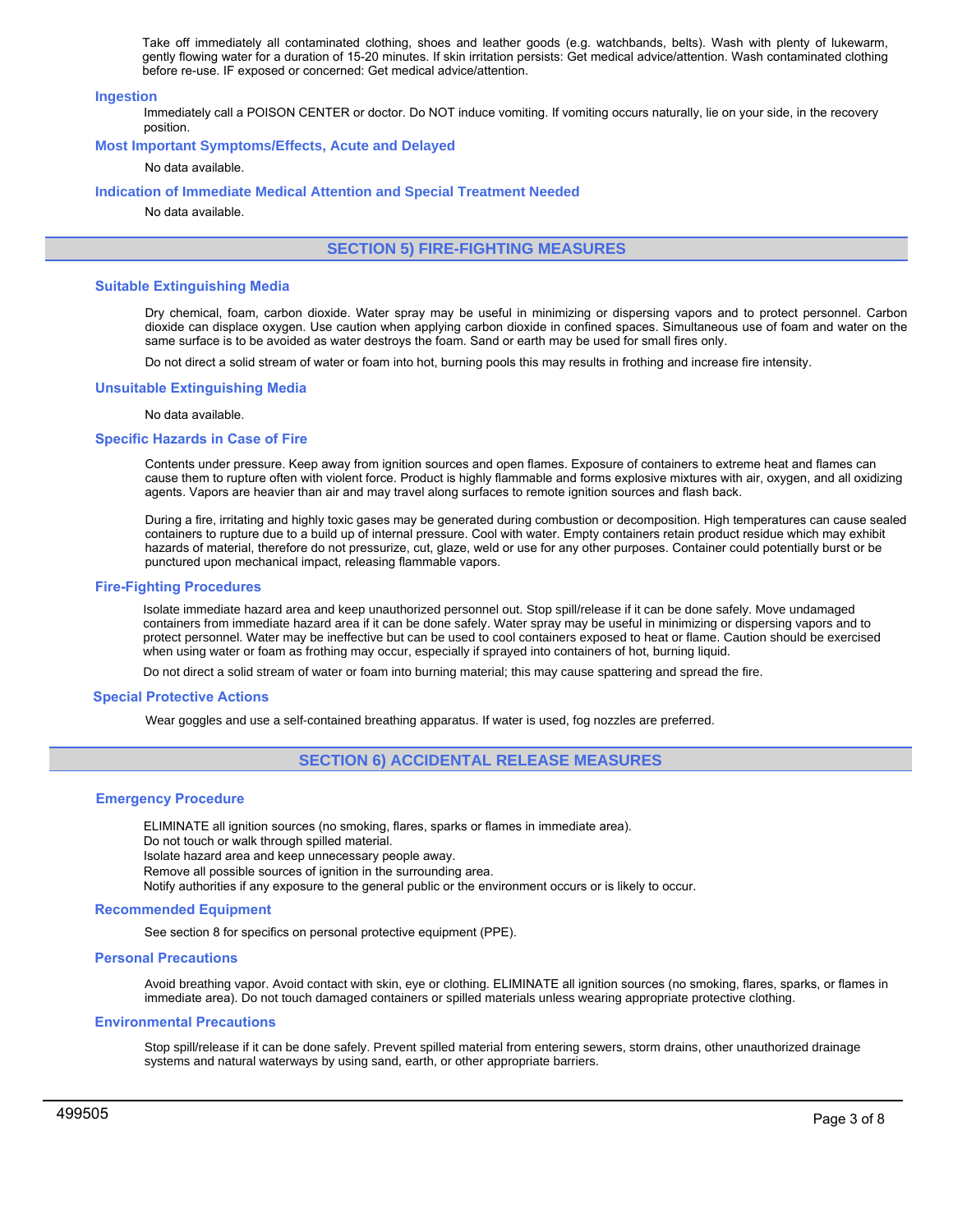Take off immediately all contaminated clothing, shoes and leather goods (e.g. watchbands, belts). Wash with plenty of lukewarm, gently flowing water for a duration of 15-20 minutes. If skin irritation persists: Get medical advice/attention. Wash contaminated clothing before re-use. IF exposed or concerned: Get medical advice/attention.

### Ingestion

Immediately call a POISON CENTER or doctor. Do NOT induce vomiting. If vomiting occurs naturally, lie on your side, in the recovery position.

### Most Important Symptoms/Effects, Acute and Delayed

No data available.

### Indication of Immediate Medical Attention and Special Treatment Needed

No data available.

## SECTION 5) FIRE-FIGHTING MEASURES

### Suitable Extinguishing Media

Dry chemical, foam, carbon dioxide. Water spray may be useful in minimizing or dispersing vapors and to protect personnel. Carbon dioxide can displace oxygen. Use caution when applying carbon dioxide in confined spaces. Simultaneous use of foam and water on the same surface is to be avoided as water destroys the foam. Sand or earth may be used for small fires only.

Do not direct a solid stream of water or foam into hot, burning pools this may results in frothing and increase fire intensity.

### Unsuitable Extinguishing Media

No data available.

### Specific Hazards in Case of Fire

Contents under pressure. Keep away from ignition sources and open flames. Exposure of containers to extreme heat and flames can cause them to rupture often with violent force. Product is highly flammable and forms explosive mixtures with air, oxygen, and all oxidizing agents. Vapors are heavier than air and may travel along surfaces to remote ignition sources and flash back.

During a fire, irritating and highly toxic gases may be generated during combustion or decomposition. High temperatures can cause sealed containers to rupture due to a build up of internal pressure. Cool with water. Empty containers retain product residue which may exhibit hazards of material, therefore do not pressurize, cut, glaze, weld or use for any other purposes. Container could potentially burst or be punctured upon mechanical impact, releasing flammable vapors.

### Fire-Fighting Procedures

Isolate immediate hazard area and keep unauthorized personnel out. Stop spill/release if it can be done safely. Move undamaged containers from immediate hazard area if it can be done safely. Water spray may be useful in minimizing or dispersing vapors and to protect personnel. Water may be ineffective but can be used to cool containers exposed to heat or flame. Caution should be exercised when using water or foam as frothing may occur, especially if sprayed into containers of hot, burning liquid.

Do not direct a solid stream of water or foam into burning material; this may cause spattering and spread the fire.

### Special Protective Actions

Wear goggles and use a self-contained breathing apparatus. If water is used, fog nozzles are preferred.

## SECTION 6) ACCIDENTAL RELEASE MEASURES

### Emergency Procedure

ELIMINATE all ignition sources (no smoking, flares, sparks or flames in immediate area).
Do not touch or walk through spilled material.
Isolate hazard area and keep unnecessary people away.
Remove all possible sources of ignition in the surrounding area.
Notify authorities if any exposure to the general public or the environment occurs or is likely to occur.

### Recommended Equipment

See section 8 for specifics on personal protective equipment (PPE).

### Personal Precautions

Avoid breathing vapor. Avoid contact with skin, eye or clothing. ELIMINATE all ignition sources (no smoking, flares, sparks, or flames in immediate area). Do not touch damaged containers or spilled materials unless wearing appropriate protective clothing.

### Environmental Precautions

Stop spill/release if it can be done safely. Prevent spilled material from entering sewers, storm drains, other unauthorized drainage systems and natural waterways by using sand, earth, or other appropriate barriers.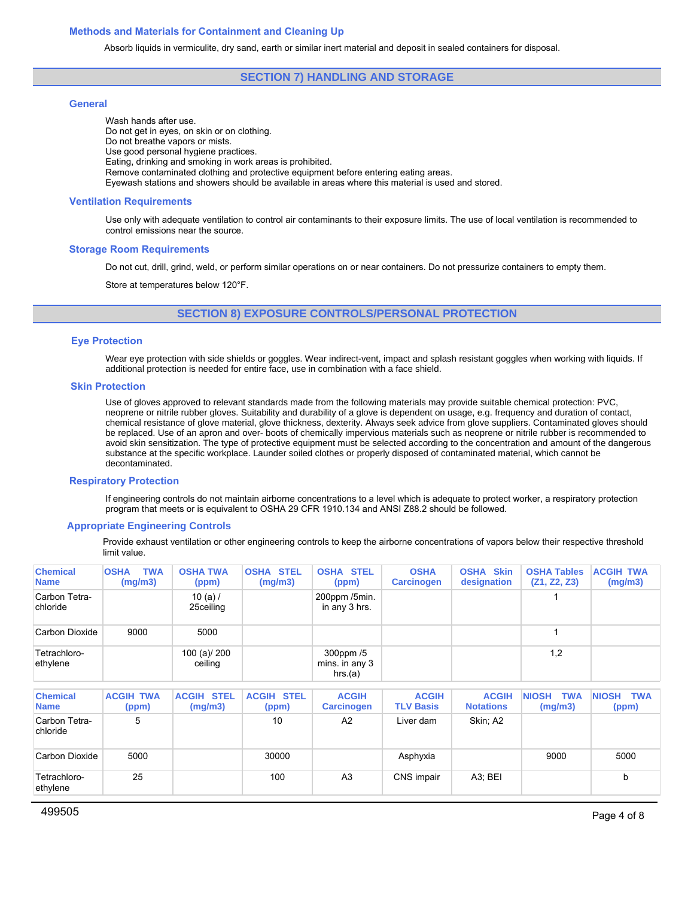### Methods and Materials for Containment and Cleaning Up

Absorb liquids in vermiculite, dry sand, earth or similar inert material and deposit in sealed containers for disposal.

## SECTION 7) HANDLING AND STORAGE

### General

Wash hands after use.
Do not get in eyes, on skin or on clothing.
Do not breathe vapors or mists.
Use good personal hygiene practices.
Eating, drinking and smoking in work areas is prohibited.
Remove contaminated clothing and protective equipment before entering eating areas.
Eyewash stations and showers should be available in areas where this material is used and stored.

### Ventilation Requirements

Use only with adequate ventilation to control air contaminants to their exposure limits. The use of local ventilation is recommended to control emissions near the source.

### Storage Room Requirements

Do not cut, drill, grind, weld, or perform similar operations on or near containers. Do not pressurize containers to empty them.

Store at temperatures below 120°F.

## SECTION 8) EXPOSURE CONTROLS/PERSONAL PROTECTION

### Eye Protection

Wear eye protection with side shields or goggles. Wear indirect-vent, impact and splash resistant goggles when working with liquids. If additional protection is needed for entire face, use in combination with a face shield.

### Skin Protection

Use of gloves approved to relevant standards made from the following materials may provide suitable chemical protection: PVC, neoprene or nitrile rubber gloves. Suitability and durability of a glove is dependent on usage, e.g. frequency and duration of contact, chemical resistance of glove material, glove thickness, dexterity. Always seek advice from glove suppliers. Contaminated gloves should be replaced. Use of an apron and over- boots of chemically impervious materials such as neoprene or nitrile rubber is recommended to avoid skin sensitization. The type of protective equipment must be selected according to the concentration and amount of the dangerous substance at the specific workplace. Launder soiled clothes or properly disposed of contaminated material, which cannot be decontaminated.

### Respiratory Protection

If engineering controls do not maintain airborne concentrations to a level which is adequate to protect worker, a respiratory protection program that meets or is equivalent to OSHA 29 CFR 1910.134 and ANSI Z88.2 should be followed.

### Appropriate Engineering Controls

Provide exhaust ventilation or other engineering controls to keep the airborne concentrations of vapors below their respective threshold limit value.

| Chemical Name | OSHA TWA (mg/m3) | OSHA TWA (ppm) | OSHA STEL (mg/m3) | OSHA STEL (ppm) | OSHA Carcinogen | OSHA Skin designation | OSHA Tables (Z1, Z2, Z3) | ACGIH TWA (mg/m3) |
|---|---|---|---|---|---|---|---|---|
| Carbon Tetra-chloride | | 10 (a) / 25ceiling | | 200ppm /5min. in any 3 hrs. | | | 1 | |
| Carbon Dioxide | 9000 | 5000 | | | | | 1 | |
| Tetrachloro-ethylene | | 100 (a)/ 200 ceiling | | 300ppm /5 mins. in any 3 hrs.(a) | | | 1,2 | |

| Chemical Name | ACGIH TWA (ppm) | ACGIH STEL (mg/m3) | ACGIH STEL (ppm) | ACGIH Carcinogen | ACGIH TLV Basis | ACGIH Notations | NIOSH TWA (mg/m3) | NIOSH TWA (ppm) |
|---|---|---|---|---|---|---|---|---|
| Carbon Tetra-chloride | 5 | | 10 | A2 | Liver dam | Skin; A2 | | |
| Carbon Dioxide | 5000 | | 30000 | | Asphyxia | | 9000 | 5000 |
| Tetrachloro-ethylene | 25 | | 100 | A3 | CNS impair | A3; BEI | | b |

499505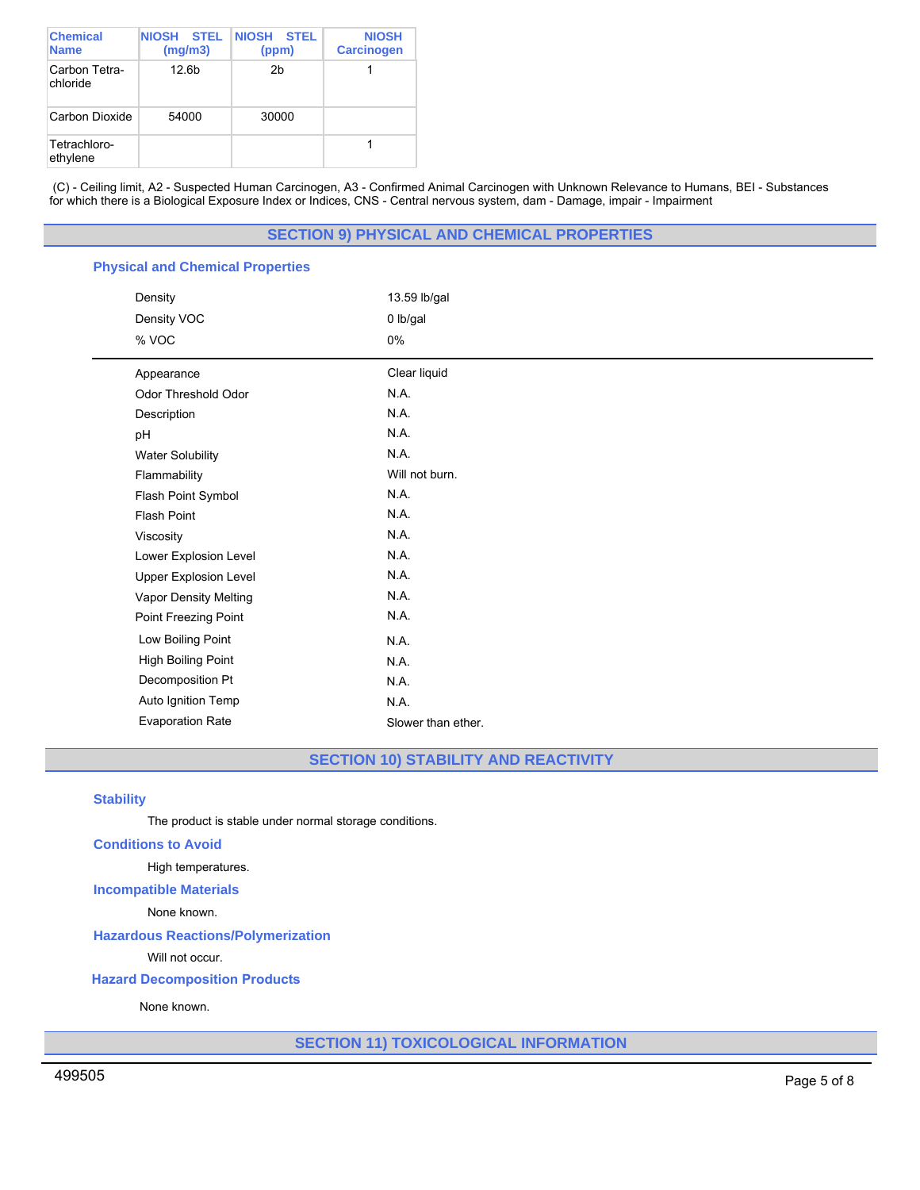| Chemical Name | NIOSH STEL (mg/m3) | NIOSH STEL (ppm) | NIOSH Carcinogen |
|---|---|---|---|
| Carbon Tetra-chloride | 12.6b | 2b | 1 |
| Carbon Dioxide | 54000 | 30000 | |
| Tetrachloro-ethylene | | | 1 |

(C) - Ceiling limit, A2 - Suspected Human Carcinogen, A3 - Confirmed Animal Carcinogen with Unknown Relevance to Humans, BEI - Substances for which there is a Biological Exposure Index or Indices, CNS - Central nervous system, dam - Damage, impair - Impairment

## SECTION 9) PHYSICAL AND CHEMICAL PROPERTIES

### Physical and Chemical Properties

| | |
|---|---|
| Density | 13.59 lb/gal |
| Density VOC | 0 lb/gal |
| % VOC | 0% |

| | |
|---|---|
| Appearance | Clear liquid |
| Odor Threshold Odor | N.A. |
| Description | N.A. |
| pH | N.A. |
| Water Solubility | N.A. |
| Flammability | Will not burn. |
| Flash Point Symbol | N.A. |
| Flash Point | N.A. |
| Viscosity | N.A. |
| Lower Explosion Level | N.A. |
| Upper Explosion Level | N.A. |
| Vapor Density Melting | N.A. |
| Point Freezing Point | N.A. |
| Low Boiling Point | N.A. |
| High Boiling Point | N.A. |
| Decomposition Pt | N.A. |
| Auto Ignition Temp | N.A. |
| Evaporation Rate | Slower than ether. |

## SECTION 10) STABILITY AND REACTIVITY

### Stability

The product is stable under normal storage conditions.

### Conditions to Avoid

High temperatures.

### Incompatible Materials

None known.

### Hazardous Reactions/Polymerization

Will not occur.

### Hazard Decomposition Products

None known.

## SECTION 11) TOXICOLOGICAL INFORMATION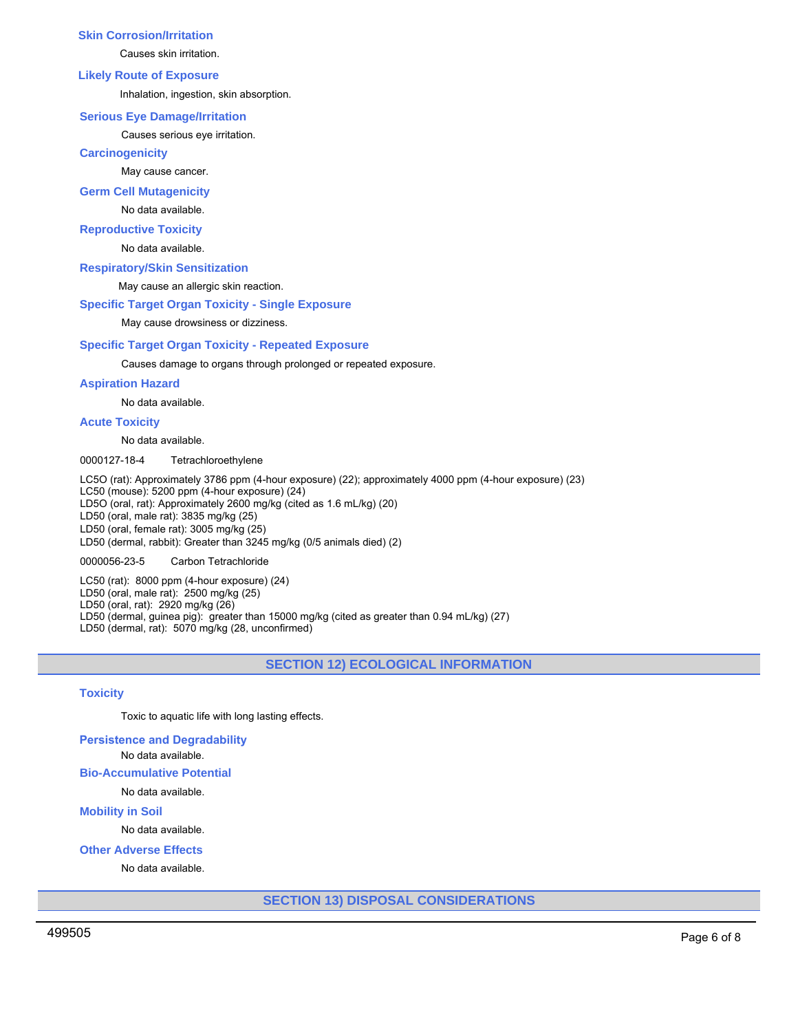### Skin Corrosion/Irritation

Causes skin irritation.

### Likely Route of Exposure

Inhalation, ingestion, skin absorption.

### Serious Eye Damage/Irritation

Causes serious eye irritation.

### Carcinogenicity

May cause cancer.

### Germ Cell Mutagenicity

No data available.

### Reproductive Toxicity

No data available.

### Respiratory/Skin Sensitization

May cause an allergic skin reaction.

### Specific Target Organ Toxicity - Single Exposure

May cause drowsiness or dizziness.

### Specific Target Organ Toxicity - Repeated Exposure

Causes damage to organs through prolonged or repeated exposure.

### Aspiration Hazard

No data available.

### Acute Toxicity

No data available.

0000127-18-4 Tetrachloroethylene

LC5O (rat): Approximately 3786 ppm (4-hour exposure) (22); approximately 4000 ppm (4-hour exposure) (23)
LC50 (mouse): 5200 ppm (4-hour exposure) (24)
LD5O (oral, rat): Approximately 2600 mg/kg (cited as 1.6 mL/kg) (20)
LD50 (oral, male rat): 3835 mg/kg (25)
LD50 (oral, female rat): 3005 mg/kg (25)
LD50 (dermal, rabbit): Greater than 3245 mg/kg (0/5 animals died) (2)

0000056-23-5 Carbon Tetrachloride

LC50 (rat): 8000 ppm (4-hour exposure) (24)
LD50 (oral, male rat): 2500 mg/kg (25)
LD50 (oral, rat): 2920 mg/kg (26)
LD50 (dermal, guinea pig): greater than 15000 mg/kg (cited as greater than 0.94 mL/kg) (27)
LD50 (dermal, rat): 5070 mg/kg (28, unconfirmed)

## SECTION 12) ECOLOGICAL INFORMATION

### Toxicity

Toxic to aquatic life with long lasting effects.

### Persistence and Degradability

No data available.

### Bio-Accumulative Potential

No data available.

### Mobility in Soil

No data available.

### Other Adverse Effects

No data available.

## SECTION 13) DISPOSAL CONSIDERATIONS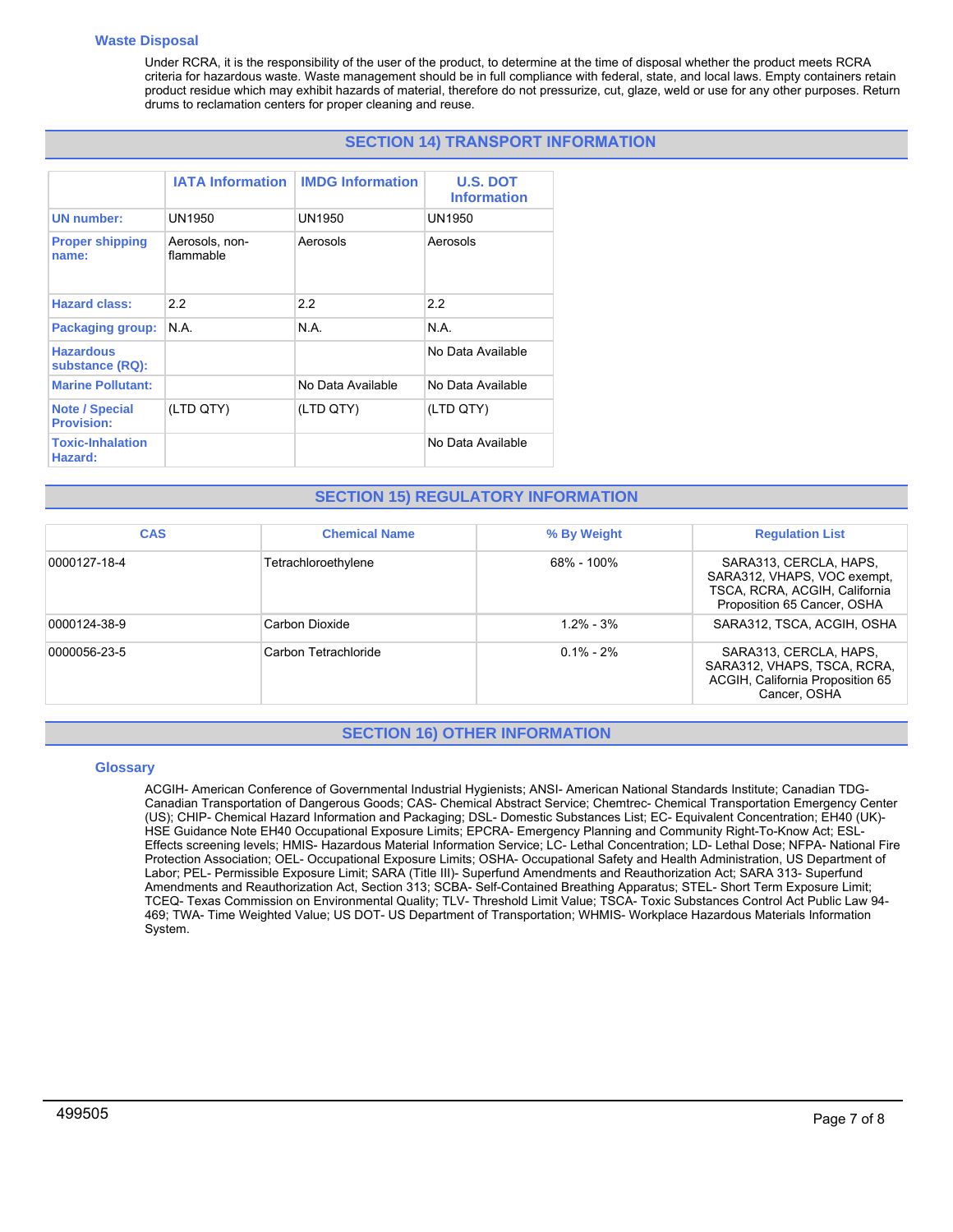### Waste Disposal

Under RCRA, it is the responsibility of the user of the product, to determine at the time of disposal whether the product meets RCRA criteria for hazardous waste. Waste management should be in full compliance with federal, state, and local laws. Empty containers retain product residue which may exhibit hazards of material, therefore do not pressurize, cut, glaze, weld or use for any other purposes. Return drums to reclamation centers for proper cleaning and reuse.

## SECTION 14) TRANSPORT INFORMATION

| | IATA Information | IMDG Information | U.S. DOT Information |
|---|---|---|---|
| **UN number:** | UN1950 | UN1950 | UN1950 |
| **Proper shipping name:** | Aerosols, non-flammable | Aerosols | Aerosols |
| **Hazard class:** | 2.2 | 2.2 | 2.2 |
| **Packaging group:** | N.A. | N.A. | N.A. |
| **Hazardous substance (RQ):** | | | No Data Available |
| **Marine Pollutant:** | | No Data Available | No Data Available |
| **Note / Special Provision:** | (LTD QTY) | (LTD QTY) | (LTD QTY) |
| **Toxic-Inhalation Hazard:** | | | No Data Available |

## SECTION 15) REGULATORY INFORMATION

| CAS | Chemical Name | % By Weight | Regulation List |
|---|---|---|---|
| 0000127-18-4 | Tetrachloroethylene | 68% - 100% | SARA313, CERCLA, HAPS, SARA312, VHAPS, VOC exempt, TSCA, RCRA, ACGIH, California Proposition 65 Cancer, OSHA |
| 0000124-38-9 | Carbon Dioxide | 1.2% - 3% | SARA312, TSCA, ACGIH, OSHA |
| 0000056-23-5 | Carbon Tetrachloride | 0.1% - 2% | SARA313, CERCLA, HAPS, SARA312, VHAPS, TSCA, RCRA, ACGIH, California Proposition 65 Cancer, OSHA |

## SECTION 16) OTHER INFORMATION

### Glossary

ACGIH- American Conference of Governmental Industrial Hygienists; ANSI- American National Standards Institute; Canadian TDG- Canadian Transportation of Dangerous Goods; CAS- Chemical Abstract Service; Chemtrec- Chemical Transportation Emergency Center (US); CHIP- Chemical Hazard Information and Packaging; DSL- Domestic Substances List; EC- Equivalent Concentration; EH40 (UK)- HSE Guidance Note EH40 Occupational Exposure Limits; EPCRA- Emergency Planning and Community Right-To-Know Act; ESL- Effects screening levels; HMIS- Hazardous Material Information Service; LC- Lethal Concentration; LD- Lethal Dose; NFPA- National Fire Protection Association; OEL- Occupational Exposure Limits; OSHA- Occupational Safety and Health Administration, US Department of Labor; PEL- Permissible Exposure Limit; SARA (Title III)- Superfund Amendments and Reauthorization Act; SARA 313- Superfund Amendments and Reauthorization Act, Section 313; SCBA- Self-Contained Breathing Apparatus; STEL- Short Term Exposure Limit; TCEQ- Texas Commission on Environmental Quality; TLV- Threshold Limit Value; TSCA- Toxic Substances Control Act Public Law 94-469; TWA- Time Weighted Value; US DOT- US Department of Transportation; WHMIS- Workplace Hazardous Materials Information System.

499505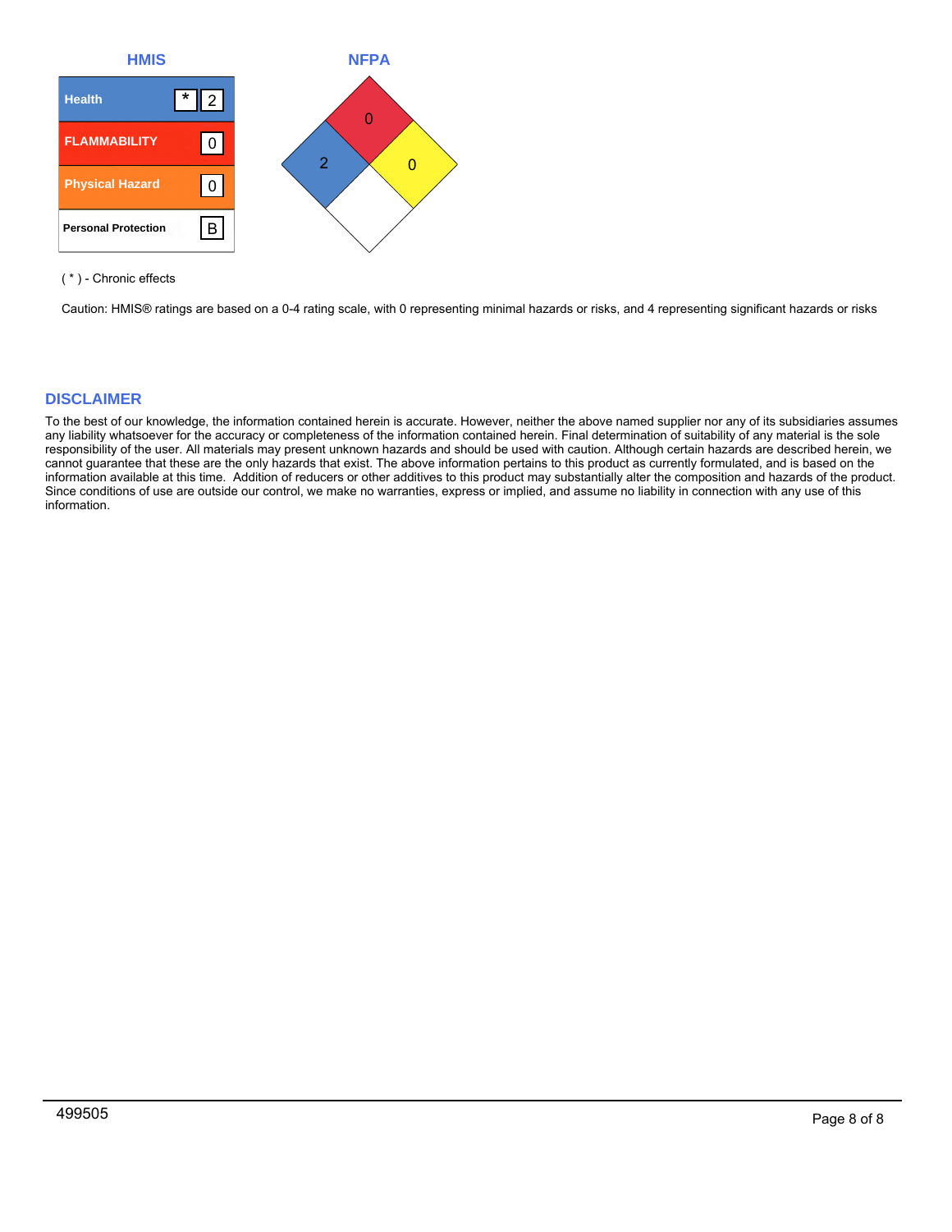**HMIS**

| | | |
|---|---|---|
| Health | * | 2 |
| FLAMMABILITY | | 0 |
| Physical Hazard | | 0 |
| Personal Protection | | B |

**NFPA**

0

2

0

( * ) - Chronic effects

Caution: HMIS® ratings are based on a 0-4 rating scale, with 0 representing minimal hazards or risks, and 4 representing significant hazards or risks

## DISCLAIMER

To the best of our knowledge, the information contained herein is accurate. However, neither the above named supplier nor any of its subsidiaries assumes any liability whatsoever for the accuracy or completeness of the information contained herein. Final determination of suitability of any material is the sole responsibility of the user. All materials may present unknown hazards and should be used with caution. Although certain hazards are described herein, we cannot guarantee that these are the only hazards that exist. The above information pertains to this product as currently formulated, and is based on the information available at this time. Addition of reducers or other additives to this product may substantially alter the composition and hazards of the product. Since conditions of use are outside our control, we make no warranties, express or implied, and assume no liability in connection with any use of this information.

499505